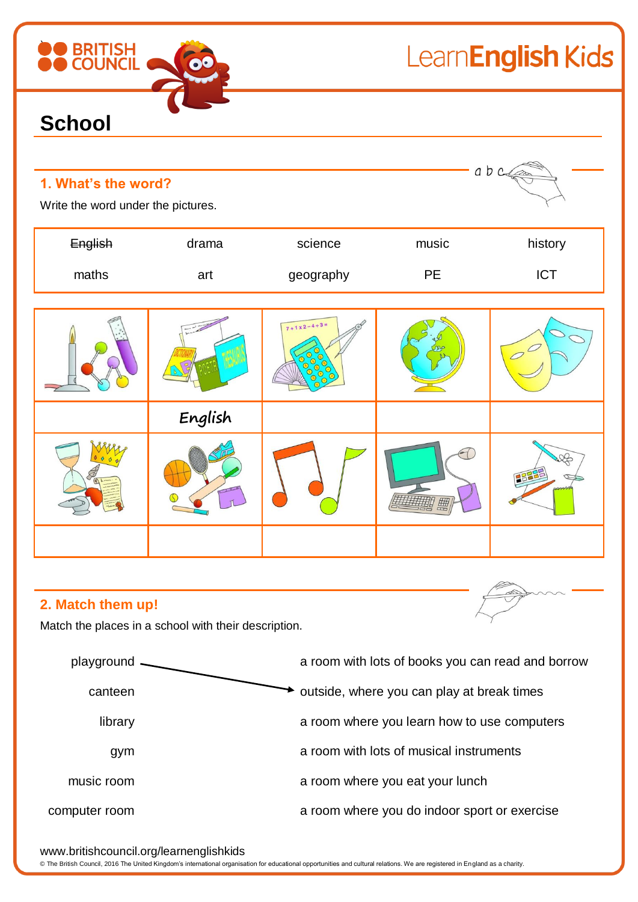# School

## 1. What's the word?

Write the word under the pictures.

| | | | | |
|---|---|---|---|---|
| ~~English~~ | drama | science | music | history |
| maths | art | geography | PE | ICT |

| | | | | |
|---|---|---|---|---|
| | English | | | |
| | | | | |

## 2. Match them up!

Match the places in a school with their description.

| | |
|---|---|
| playground | a room with lots of books you can read and borrow |
| canteen | outside, where you can play at break times |
| library | a room where you learn how to use computers |
| gym | a room with lots of musical instruments |
| music room | a room where you eat your lunch |
| computer room | a room where you do indoor sport or exercise |

www.britishcouncil.org/learnenglishkids

© The British Council, 2016 The United Kingdom's international organisation for educational opportunities and cultural relations. We are registered in England as a charity.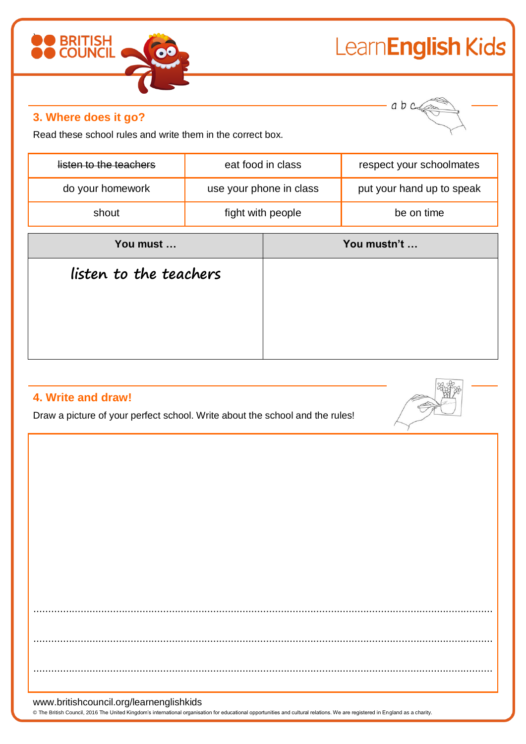## 3. Where does it go?

Read these school rules and write them in the correct box.

| | | |
|---|---|---|
| ~~listen to the teachers~~ | eat food in class | respect your schoolmates |
| do your homework | use your phone in class | put your hand up to speak |
| shout | fight with people | be on time |

| You must … | You mustn't … |
|---|---|
| listen to the teachers | |

## 4. Write and draw!

Draw a picture of your perfect school. Write about the school and the rules!

.............................................................................................................................................

.............................................................................................................................................

.............................................................................................................................................

www.britishcouncil.org/learnenglishkids

© The British Council, 2016 The United Kingdom's international organisation for educational opportunities and cultural relations. We are registered in England as a charity.